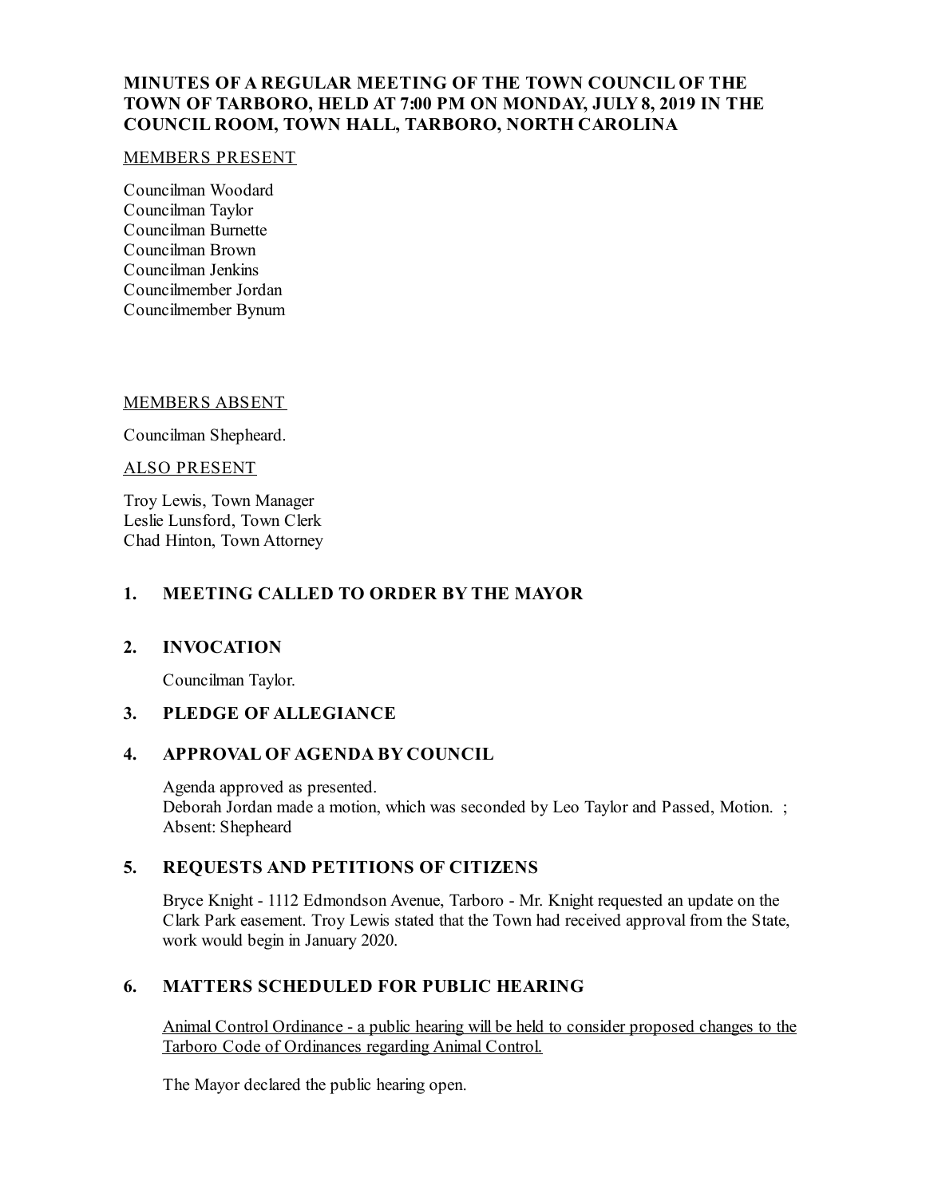# MINUTES OF A REGULAR MEETING OF THE TOWN COUNCIL OF THE TOWN OF TARBORO, HELD AT 7:00 PM ON MONDAY, JULY 8, 2019 IN THE COUNCIL ROOM, TOWN HALL, TARBORO, NORTH CAROLINA

MEMBERS PRESENT

Councilman Woodard
Councilman Taylor
Councilman Burnette
Councilman Brown
Councilman Jenkins
Councilmember Jordan
Councilmember Bynum

MEMBERS ABSENT

Councilman Shepheard.

ALSO PRESENT

Troy Lewis, Town Manager
Leslie Lunsford, Town Clerk
Chad Hinton, Town Attorney

## 1. MEETING CALLED TO ORDER BY THE MAYOR

## 2. INVOCATION

Councilman Taylor.

## 3. PLEDGE OF ALLEGIANCE

## 4. APPROVAL OF AGENDA BY COUNCIL

Agenda approved as presented.
Deborah Jordan made a motion, which was seconded by Leo Taylor and Passed, Motion. ;
Absent: Shepheard

## 5. REQUESTS AND PETITIONS OF CITIZENS

Bryce Knight - 1112 Edmondson Avenue, Tarboro - Mr. Knight requested an update on the Clark Park easement. Troy Lewis stated that the Town had received approval from the State, work would begin in January 2020.

## 6. MATTERS SCHEDULED FOR PUBLIC HEARING

Animal Control Ordinance - a public hearing will be held to consider proposed changes to the Tarboro Code of Ordinances regarding Animal Control.

The Mayor declared the public hearing open.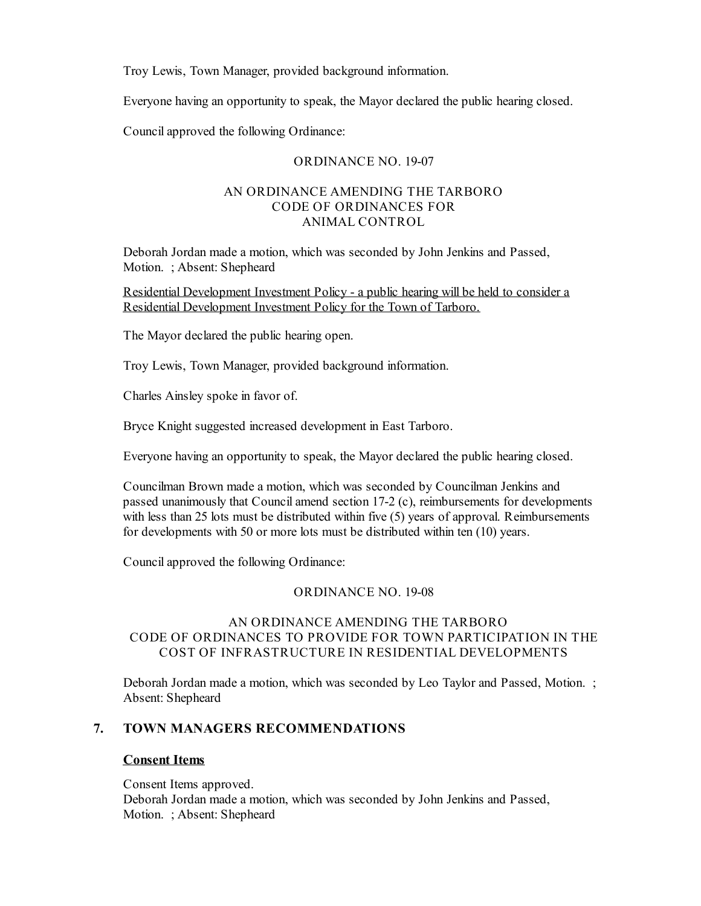Troy Lewis, Town Manager, provided background information.

Everyone having an opportunity to speak, the Mayor declared the public hearing closed.

Council approved the following Ordinance:

ORDINANCE NO. 19-07

AN ORDINANCE AMENDING THE TARBORO CODE OF ORDINANCES FOR ANIMAL CONTROL

Deborah Jordan made a motion, which was seconded by John Jenkins and Passed, Motion. ; Absent: Shepheard

<u>Residential Development Investment Policy - a public hearing will be held to consider a Residential Development Investment Policy for the Town of Tarboro.</u>

The Mayor declared the public hearing open.

Troy Lewis, Town Manager, provided background information.

Charles Ainsley spoke in favor of.

Bryce Knight suggested increased development in East Tarboro.

Everyone having an opportunity to speak, the Mayor declared the public hearing closed.

Councilman Brown made a motion, which was seconded by Councilman Jenkins and passed unanimously that Council amend section 17-2 (c), reimbursements for developments with less than 25 lots must be distributed within five (5) years of approval. Reimbursements for developments with 50 or more lots must be distributed within ten (10) years.

Council approved the following Ordinance:

ORDINANCE NO. 19-08

AN ORDINANCE AMENDING THE TARBORO CODE OF ORDINANCES TO PROVIDE FOR TOWN PARTICIPATION IN THE COST OF INFRASTRUCTURE IN RESIDENTIAL DEVELOPMENTS

Deborah Jordan made a motion, which was seconded by Leo Taylor and Passed, Motion. ; Absent: Shepheard

## 7. TOWN MANAGERS RECOMMENDATIONS

**<u>Consent Items</u>**

Consent Items approved.
Deborah Jordan made a motion, which was seconded by John Jenkins and Passed, Motion. ; Absent: Shepheard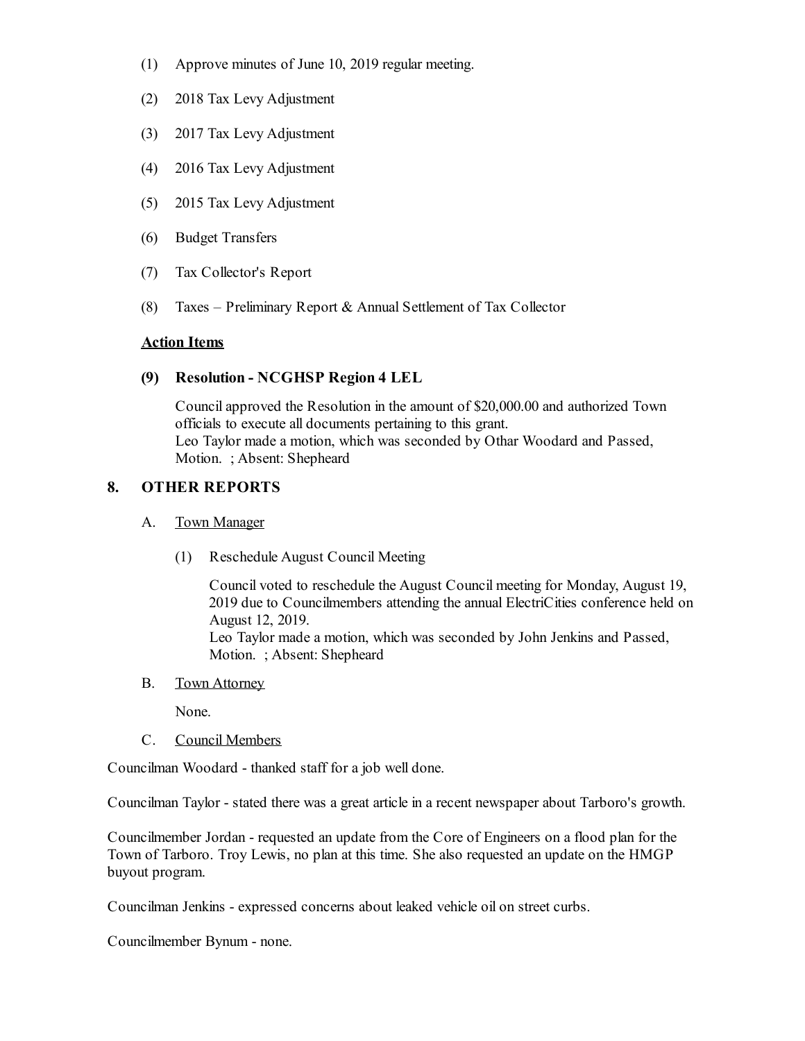(1) Approve minutes of June 10, 2019 regular meeting.

(2) 2018 Tax Levy Adjustment

(3) 2017 Tax Levy Adjustment

(4) 2016 Tax Levy Adjustment

(5) 2015 Tax Levy Adjustment

(6) Budget Transfers

(7) Tax Collector's Report

(8) Taxes – Preliminary Report & Annual Settlement of Tax Collector

**Action Items**

**(9) Resolution - NCGHSP Region 4 LEL**

Council approved the Resolution in the amount of $20,000.00 and authorized Town officials to execute all documents pertaining to this grant.
Leo Taylor made a motion, which was seconded by Othar Woodard and Passed, Motion. ; Absent: Shepheard

## 8. OTHER REPORTS

A. Town Manager

(1) Reschedule August Council Meeting

Council voted to reschedule the August Council meeting for Monday, August 19, 2019 due to Councilmembers attending the annual ElectriCities conference held on August 12, 2019.
Leo Taylor made a motion, which was seconded by John Jenkins and Passed, Motion. ; Absent: Shepheard

B. Town Attorney

None.

C. Council Members

Councilman Woodard - thanked staff for a job well done.

Councilman Taylor - stated there was a great article in a recent newspaper about Tarboro's growth.

Councilmember Jordan - requested an update from the Core of Engineers on a flood plan for the Town of Tarboro. Troy Lewis, no plan at this time. She also requested an update on the HMGP buyout program.

Councilman Jenkins - expressed concerns about leaked vehicle oil on street curbs.

Councilmember Bynum - none.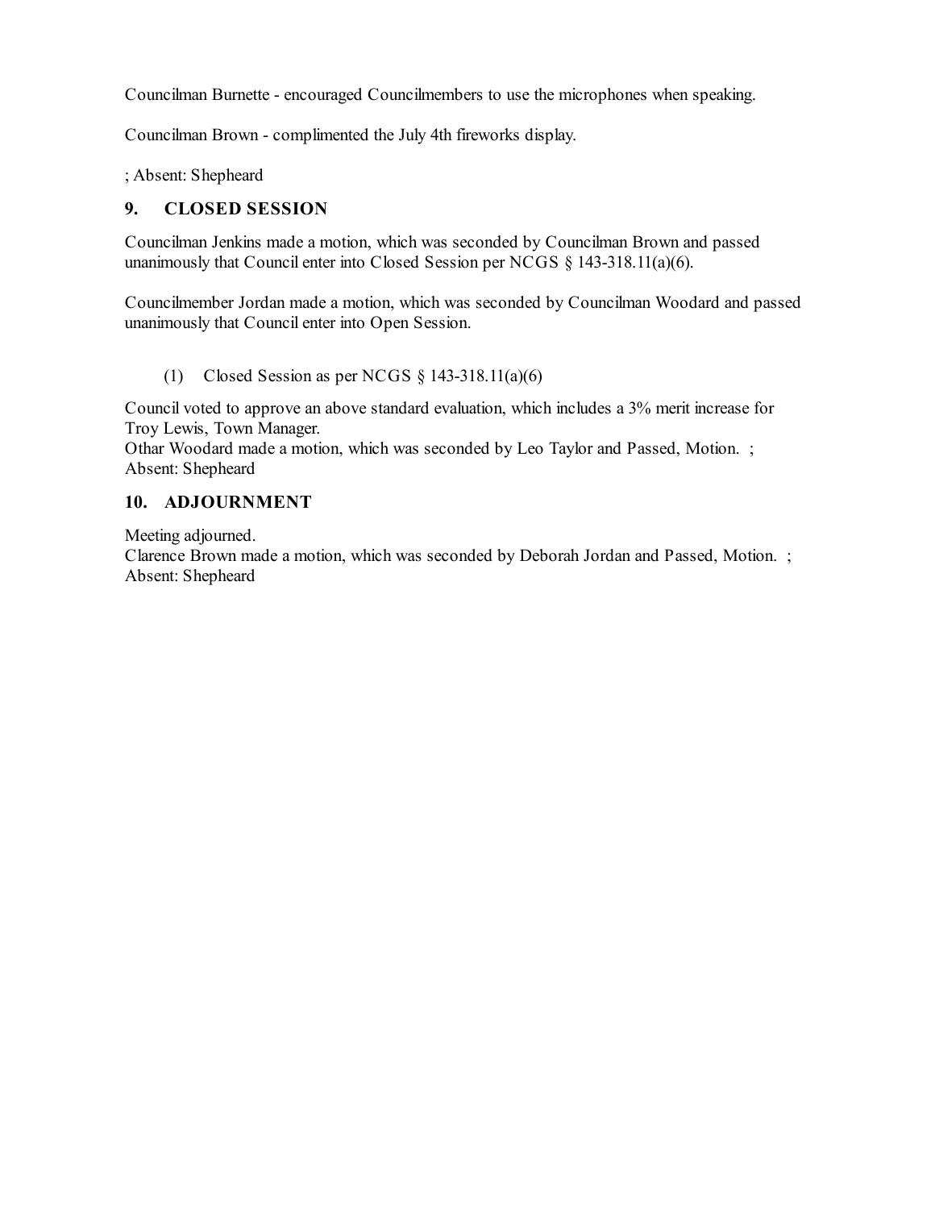Councilman Burnette - encouraged Councilmembers to use the microphones when speaking.

Councilman Brown - complimented the July 4th fireworks display.

; Absent: Shepheard

## 9. CLOSED SESSION

Councilman Jenkins made a motion, which was seconded by Councilman Brown and passed unanimously that Council enter into Closed Session per NCGS § 143-318.11(a)(6).

Councilmember Jordan made a motion, which was seconded by Councilman Woodard and passed unanimously that Council enter into Open Session.

(1) Closed Session as per NCGS § 143-318.11(a)(6)

Council voted to approve an above standard evaluation, which includes a 3% merit increase for Troy Lewis, Town Manager.
Othar Woodard made a motion, which was seconded by Leo Taylor and Passed, Motion. ; Absent: Shepheard

## 10. ADJOURNMENT

Meeting adjourned.
Clarence Brown made a motion, which was seconded by Deborah Jordan and Passed, Motion. ; Absent: Shepheard